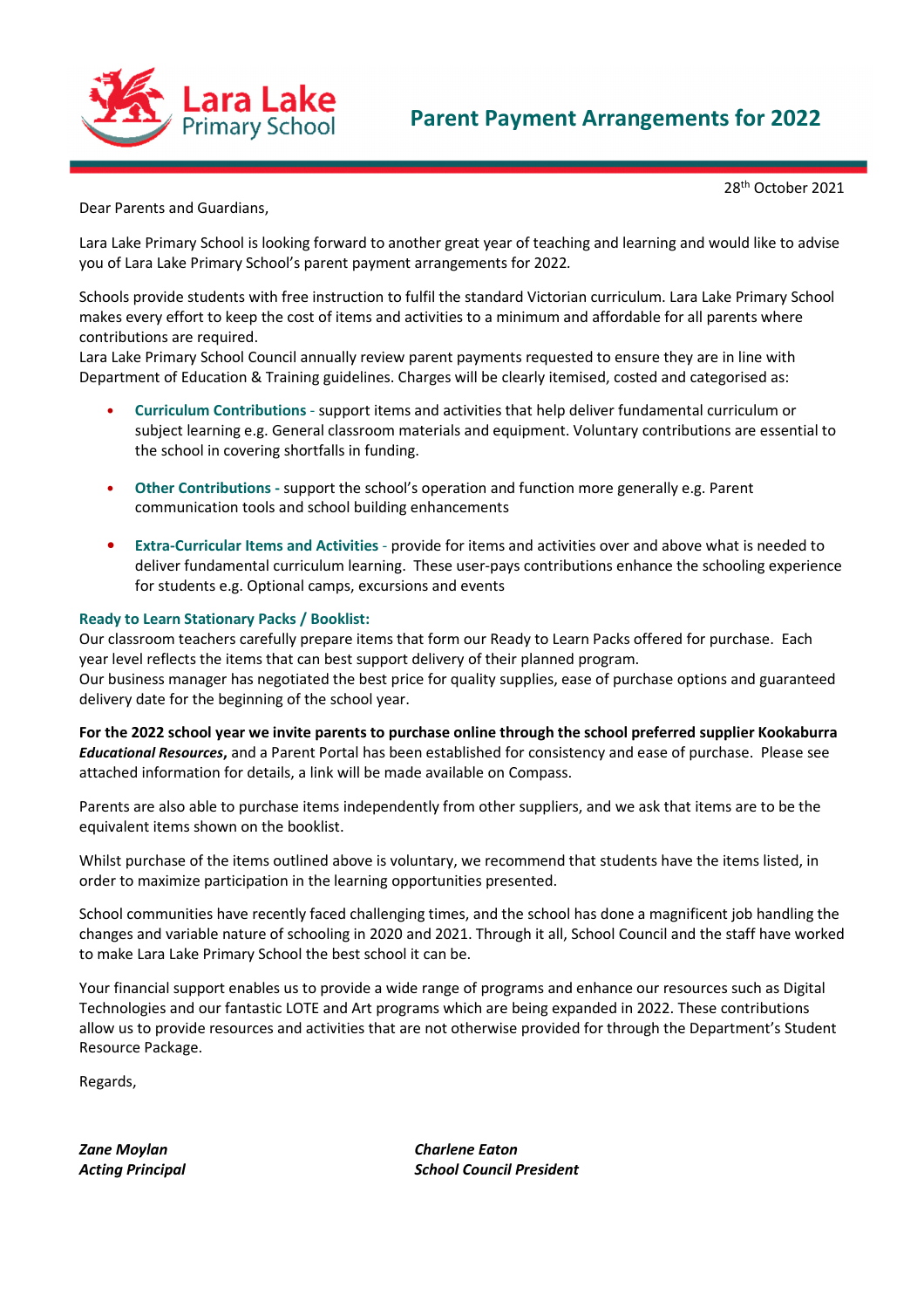Lara Lake Primary School

# Parent Payment Arrangements for 2022

28th October 2021

Dear Parents and Guardians,

Lara Lake Primary School is looking forward to another great year of teaching and learning and would like to advise you of Lara Lake Primary School's parent payment arrangements for 2022.

Schools provide students with free instruction to fulfil the standard Victorian curriculum. Lara Lake Primary School makes every effort to keep the cost of items and activities to a minimum and affordable for all parents where contributions are required.
Lara Lake Primary School Council annually review parent payments requested to ensure they are in line with Department of Education & Training guidelines. Charges will be clearly itemised, costed and categorised as:

- **Curriculum Contributions** - support items and activities that help deliver fundamental curriculum or subject learning e.g. General classroom materials and equipment. Voluntary contributions are essential to the school in covering shortfalls in funding.
- **Other Contributions -** support the school's operation and function more generally e.g. Parent communication tools and school building enhancements
- **Extra-Curricular Items and Activities** - provide for items and activities over and above what is needed to deliver fundamental curriculum learning. These user-pays contributions enhance the schooling experience for students e.g. Optional camps, excursions and events

**Ready to Learn Stationary Packs / Booklist:**
Our classroom teachers carefully prepare items that form our Ready to Learn Packs offered for purchase. Each year level reflects the items that can best support delivery of their planned program.
Our business manager has negotiated the best price for quality supplies, ease of purchase options and guaranteed delivery date for the beginning of the school year.

**For the 2022 school year we invite parents to purchase online through the school preferred supplier Kookaburra *Educational Resources*,** and a Parent Portal has been established for consistency and ease of purchase. Please see attached information for details, a link will be made available on Compass.

Parents are also able to purchase items independently from other suppliers, and we ask that items are to be the equivalent items shown on the booklist.

Whilst purchase of the items outlined above is voluntary, we recommend that students have the items listed, in order to maximize participation in the learning opportunities presented.

School communities have recently faced challenging times, and the school has done a magnificent job handling the changes and variable nature of schooling in 2020 and 2021. Through it all, School Council and the staff have worked to make Lara Lake Primary School the best school it can be.

Your financial support enables us to provide a wide range of programs and enhance our resources such as Digital Technologies and our fantastic LOTE and Art programs which are being expanded in 2022. These contributions allow us to provide resources and activities that are not otherwise provided for through the Department's Student Resource Package.

Regards,

***Zane Moylan***
***Acting Principal***

***Charlene Eaton***
***School Council President***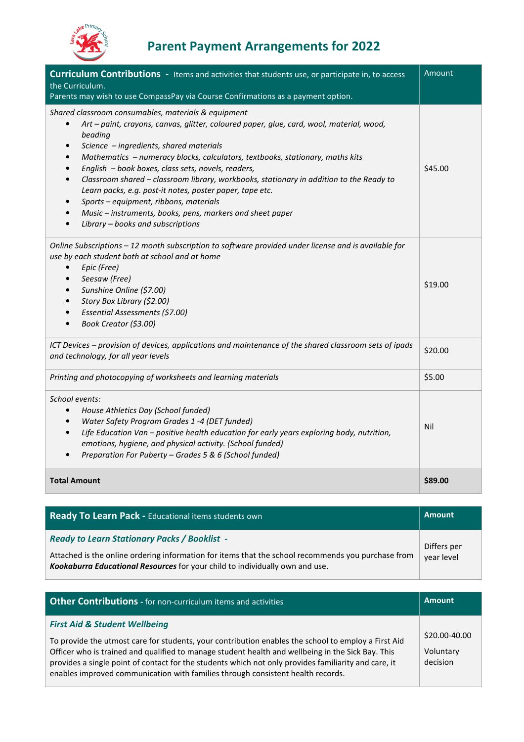# Parent Payment Arrangements for 2022

| **Curriculum Contributions** - Items and activities that students use, or participate in, to access the Curriculum.<br>Parents may wish to use CompassPay via Course Confirmations as a payment option. | Amount |
|---|---|
| *Shared classroom consumables, materials & equipment*<br>• *Art – paint, crayons, canvas, glitter, coloured paper, glue, card, wool, material, wood, beading*<br>• *Science – ingredients, shared materials*<br>• *Mathematics – numeracy blocks, calculators, textbooks, stationary, maths kits*<br>• *English – book boxes, class sets, novels, readers,*<br>• *Classroom shared – classroom library, workbooks, stationary in addition to the Ready to Learn packs, e.g. post-it notes, poster paper, tape etc.*<br>• *Sports – equipment, ribbons, materials*<br>• *Music – instruments, books, pens, markers and sheet paper*<br>• *Library – books and subscriptions* | $45.00 |
| *Online Subscriptions – 12 month subscription to software provided under license and is available for use by each student both at school and at home*<br>• *Epic (Free)*<br>• *Seesaw (Free)*<br>• *Sunshine Online ($7.00)*<br>• *Story Box Library ($2.00)*<br>• *Essential Assessments ($7.00)*<br>• *Book Creator ($3.00)* | $19.00 |
| *ICT Devices – provision of devices, applications and maintenance of the shared classroom sets of ipads and technology, for all year levels* | $20.00 |
| *Printing and photocopying of worksheets and learning materials* | $5.00 |
| *School events:*<br>• *House Athletics Day (School funded)*<br>• *Water Safety Program Grades 1 -4 (DET funded)*<br>• *Life Education Van – positive health education for early years exploring body, nutrition, emotions, hygiene, and physical activity. (School funded)*<br>• *Preparation For Puberty – Grades 5 & 6 (School funded)* | Nil |
| **Total Amount** | **$89.00** |

| **Ready To Learn Pack** - Educational items students own | **Amount** |
|---|---|
| ***Ready to Learn Stationary Packs / Booklist -***<br>Attached is the online ordering information for items that the school recommends you purchase from ***Kookaburra Educational Resources*** for your child to individually own and use. | Differs per year level |

| **Other Contributions** - for non-curriculum items and activities | **Amount** |
|---|---|
| ***First Aid & Student Wellbeing***<br>To provide the utmost care for students, your contribution enables the school to employ a First Aid Officer who is trained and qualified to manage student health and wellbeing in the Sick Bay. This provides a single point of contact for the students which not only provides familiarity and care, it enables improved communication with families through consistent health records. | $20.00-40.00<br>Voluntary decision |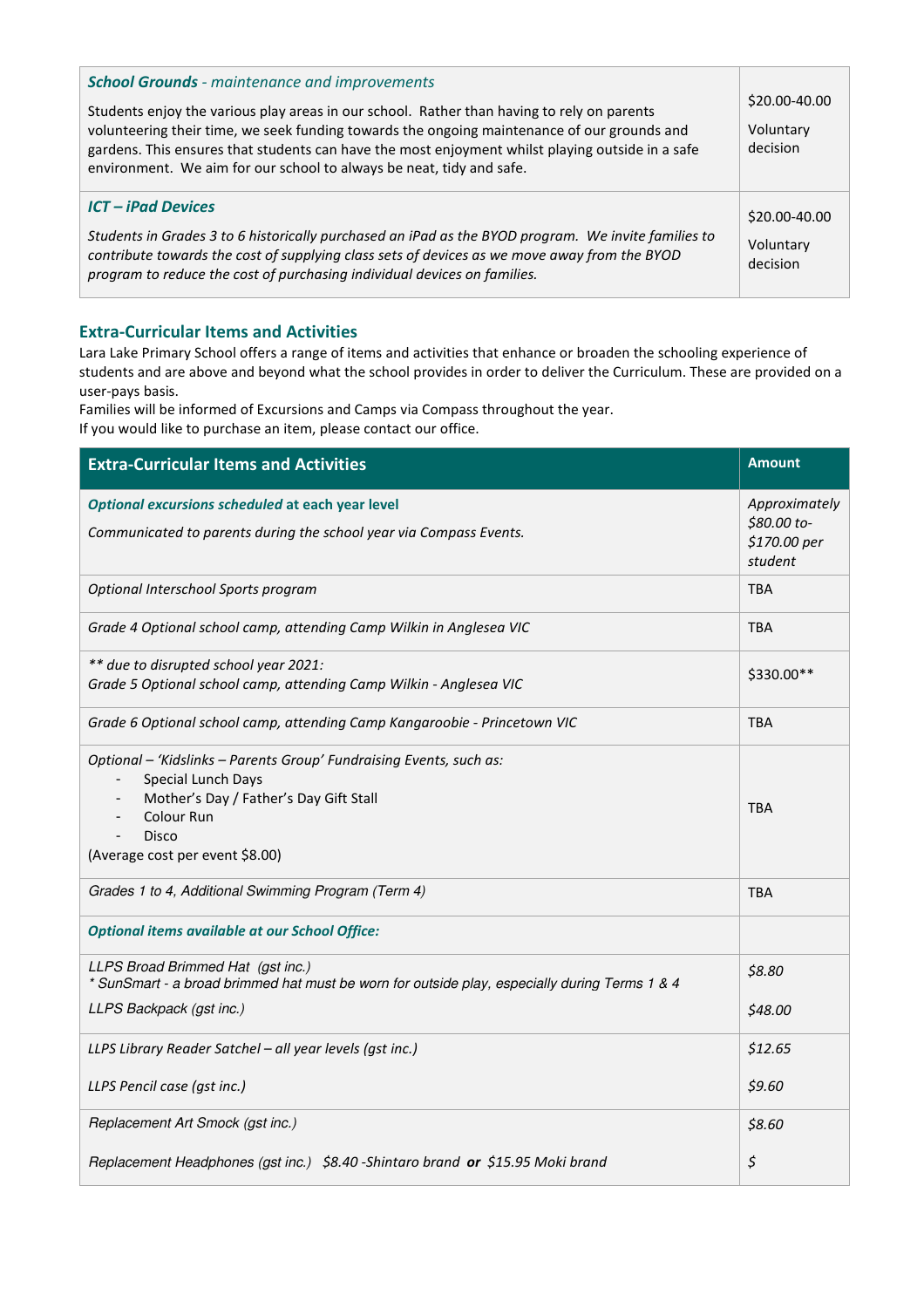| *School Grounds - maintenance and improvements*<br><br>Students enjoy the various play areas in our school. Rather than having to rely on parents volunteering their time, we seek funding towards the ongoing maintenance of our grounds and gardens. This ensures that students can have the most enjoyment whilst playing outside in a safe environment. We aim for our school to always be neat, tidy and safe. | $20.00-40.00<br><br>Voluntary decision |
|---|---|
| ***ICT – iPad Devices***<br><br>*Students in Grades 3 to 6 historically purchased an iPad as the BYOD program. We invite families to contribute towards the cost of supplying class sets of devices as we move away from the BYOD program to reduce the cost of purchasing individual devices on families.* | $20.00-40.00<br><br>Voluntary decision |

## Extra-Curricular Items and Activities

Lara Lake Primary School offers a range of items and activities that enhance or broaden the schooling experience of students and are above and beyond what the school provides in order to deliver the Curriculum. These are provided on a user-pays basis.
Families will be informed of Excursions and Camps via Compass throughout the year.
If you would like to purchase an item, please contact our office.

| Extra-Curricular Items and Activities | Amount |
|---|---|
| ***Optional excursions scheduled* at each year level**<br><br>*Communicated to parents during the school year via Compass Events.* | *Approximately $80.00 to- $170.00 per student* |
| *Optional Interschool Sports program* | TBA |
| *Grade 4 Optional school camp, attending Camp Wilkin in Anglesea VIC* | TBA |
| *** due to disrupted school year 2021:*<br>*Grade 5 Optional school camp, attending Camp Wilkin - Anglesea VIC* | $330.00** |
| *Grade 6 Optional school camp, attending Camp Kangaroobie - Princetown VIC* | TBA |
| *Optional – 'Kidslinks – Parents Group' Fundraising Events, such as:*<br>- Special Lunch Days<br>- Mother's Day / Father's Day Gift Stall<br>- Colour Run<br>- Disco<br>(Average cost per event $8.00) | TBA |
| *Grades 1 to 4, Additional Swimming Program (Term 4)* | TBA |
| ***Optional items available at our School Office:*** | |
| *LLPS Broad Brimmed Hat (gst inc.)*<br>** SunSmart - a broad brimmed hat must be worn for outside play, especially during Terms 1 & 4*<br>*LLPS Backpack (gst inc.)* | *$8.80*<br><br>*$48.00* |
| *LLPS Library Reader Satchel – all year levels (gst inc.)*<br><br>*LLPS Pencil case (gst inc.)* | *$12.65*<br><br>*$9.60* |
| *Replacement Art Smock (gst inc.)*<br><br>*Replacement Headphones (gst inc.) $8.40 -Shintaro brand **or** $15.95 Moki brand* | *$8.60*<br><br>*$* |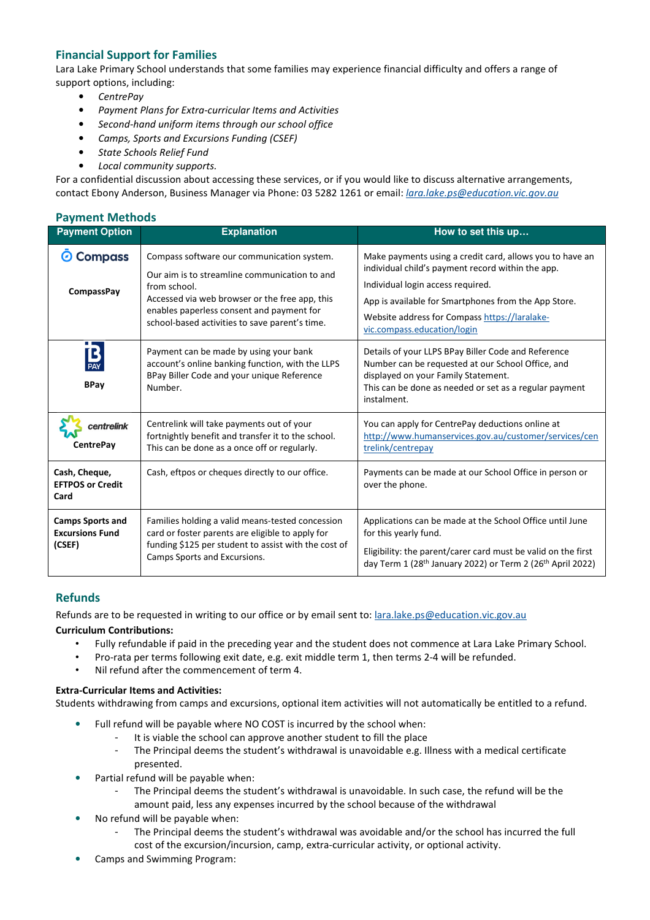## Financial Support for Families

Lara Lake Primary School understands that some families may experience financial difficulty and offers a range of support options, including:

- *CentrePay*
- *Payment Plans for Extra-curricular Items and Activities*
- *Second-hand uniform items through our school office*
- *Camps, Sports and Excursions Funding (CSEF)*
- *State Schools Relief Fund*
- *Local community supports.*

For a confidential discussion about accessing these services, or if you would like to discuss alternative arrangements, contact Ebony Anderson, Business Manager via Phone: 03 5282 1261 or email: *lara.lake.ps@education.vic.gov.au*

## Payment Methods

| Payment Option | Explanation | How to set this up… |
|---|---|---|
| Compass<br>**CompassPay** | Compass software our communication system.<br>Our aim is to streamline communication to and from school.<br>Accessed via web browser or the free app, this enables paperless consent and payment for school-based activities to save parent's time. | Make payments using a credit card, allows you to have an individual child's payment record within the app.<br>Individual login access required.<br>App is available for Smartphones from the App Store.<br>Website address for Compass https://laralake-vic.compass.education/login |
| **BPay** | Payment can be made by using your bank account's online banking function, with the LLPS BPay Biller Code and your unique Reference Number. | Details of your LLPS BPay Biller Code and Reference Number can be requested at our School Office, and displayed on your Family Statement.<br>This can be done as needed or set as a regular payment instalment. |
| centrelink<br>**CentrePay** | Centrelink will take payments out of your fortnightly benefit and transfer it to the school. This can be done as a once off or regularly. | You can apply for CentrePay deductions online at http://www.humanservices.gov.au/customer/services/centrelink/centrepay |
| **Cash, Cheque, EFTPOS or Credit Card** | Cash, eftpos or cheques directly to our office. | Payments can be made at our School Office in person or over the phone. |
| **Camps Sports and Excursions Fund (CSEF)** | Families holding a valid means-tested concession card or foster parents are eligible to apply for funding $125 per student to assist with the cost of Camps Sports and Excursions. | Applications can be made at the School Office until June for this yearly fund.<br>Eligibility: the parent/carer card must be valid on the first day Term 1 (28th January 2022) or Term 2 (26th April 2022) |

## Refunds

Refunds are to be requested in writing to our office or by email sent to: lara.lake.ps@education.vic.gov.au

**Curriculum Contributions:**

- Fully refundable if paid in the preceding year and the student does not commence at Lara Lake Primary School.
- Pro-rata per terms following exit date, e.g. exit middle term 1, then terms 2-4 will be refunded.
- Nil refund after the commencement of term 4.

**Extra-Curricular Items and Activities:**

Students withdrawing from camps and excursions, optional item activities will not automatically be entitled to a refund.

- Full refund will be payable where NO COST is incurred by the school when:
  - It is viable the school can approve another student to fill the place
  - The Principal deems the student's withdrawal is unavoidable e.g. Illness with a medical certificate presented.
- Partial refund will be payable when:
  - The Principal deems the student's withdrawal is unavoidable. In such case, the refund will be the amount paid, less any expenses incurred by the school because of the withdrawal
- No refund will be payable when:
  - The Principal deems the student's withdrawal was avoidable and/or the school has incurred the full cost of the excursion/incursion, camp, extra-curricular activity, or optional activity.
- Camps and Swimming Program: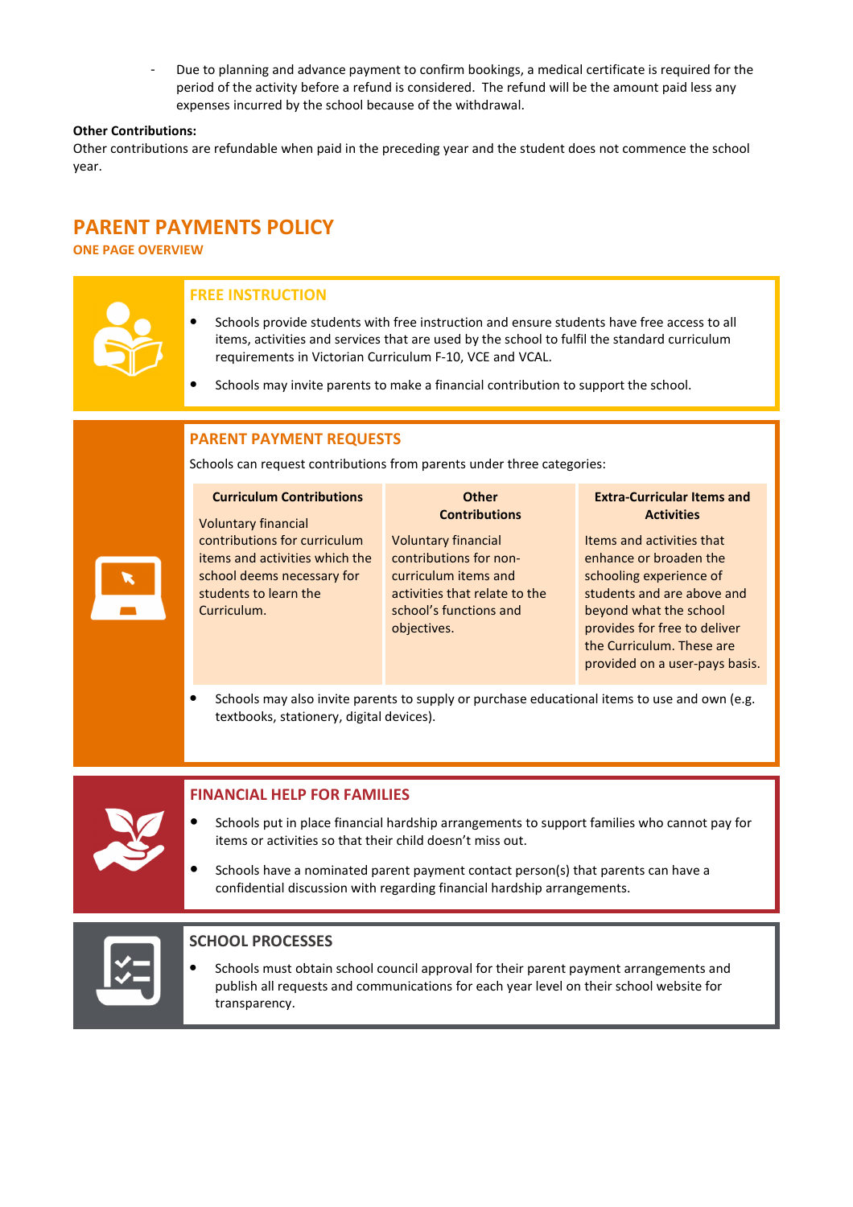- Due to planning and advance payment to confirm bookings, a medical certificate is required for the period of the activity before a refund is considered. The refund will be the amount paid less any expenses incurred by the school because of the withdrawal.

**Other Contributions:**
Other contributions are refundable when paid in the preceding year and the student does not commence the school year.

# PARENT PAYMENTS POLICY

### ONE PAGE OVERVIEW

## FREE INSTRUCTION

- Schools provide students with free instruction and ensure students have free access to all items, activities and services that are used by the school to fulfil the standard curriculum requirements in Victorian Curriculum F-10, VCE and VCAL.
- Schools may invite parents to make a financial contribution to support the school.

## PARENT PAYMENT REQUESTS

Schools can request contributions from parents under three categories:

| Curriculum Contributions | Other Contributions | Extra-Curricular Items and Activities |
|---|---|---|
| Voluntary financial contributions for curriculum items and activities which the school deems necessary for students to learn the Curriculum. | Voluntary financial contributions for non-curriculum items and activities that relate to the school's functions and objectives. | Items and activities that enhance or broaden the schooling experience of students and are above and beyond what the school provides for free to deliver the Curriculum. These are provided on a user-pays basis. |

- Schools may also invite parents to supply or purchase educational items to use and own (e.g. textbooks, stationery, digital devices).

## FINANCIAL HELP FOR FAMILIES

- Schools put in place financial hardship arrangements to support families who cannot pay for items or activities so that their child doesn't miss out.
- Schools have a nominated parent payment contact person(s) that parents can have a confidential discussion with regarding financial hardship arrangements.

## SCHOOL PROCESSES

- Schools must obtain school council approval for their parent payment arrangements and publish all requests and communications for each year level on their school website for transparency.